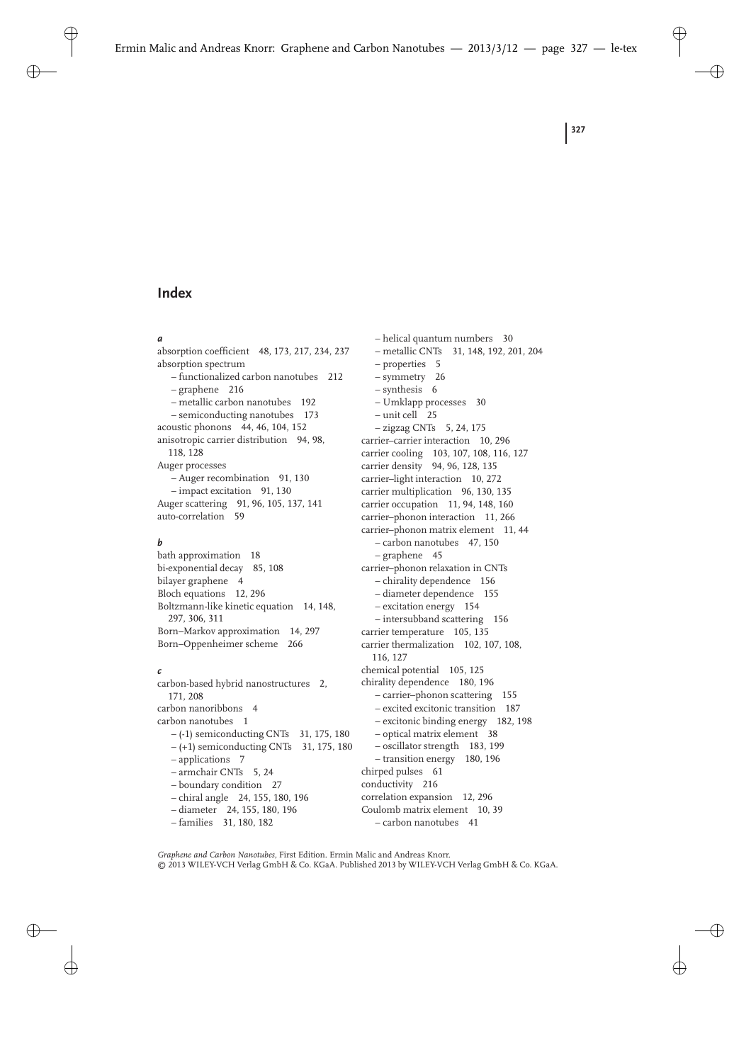# Index

***a***

absorption coefficient 48, 173, 217, 234, 237
absorption spectrum
– functionalized carbon nanotubes 212
– graphene 216
– metallic carbon nanotubes 192
– semiconducting nanotubes 173
acoustic phonons 44, 46, 104, 152
anisotropic carrier distribution 94, 98, 118, 128
Auger processes
– Auger recombination 91, 130
– impact excitation 91, 130
Auger scattering 91, 96, 105, 137, 141
auto-correlation 59

***b***

bath approximation 18
bi-exponential decay 85, 108
bilayer graphene 4
Bloch equations 12, 296
Boltzmann-like kinetic equation 14, 148, 297, 306, 311
Born–Markov approximation 14, 297
Born–Oppenheimer scheme 266

***c***

carbon-based hybrid nanostructures 2, 171, 208
carbon nanoribbons 4
carbon nanotubes 1
– (-1) semiconducting CNTs 31, 175, 180
– (+1) semiconducting CNTs 31, 175, 180
– applications 7
– armchair CNTs 5, 24
– boundary condition 27
– chiral angle 24, 155, 180, 196
– diameter 24, 155, 180, 196
– families 31, 180, 182
– helical quantum numbers 30
– metallic CNTs 31, 148, 192, 201, 204
– properties 5
– symmetry 26
– synthesis 6
– Umklapp processes 30
– unit cell 25
– zigzag CNTs 5, 24, 175
carrier–carrier interaction 10, 296
carrier cooling 103, 107, 108, 116, 127
carrier density 94, 96, 128, 135
carrier–light interaction 10, 272
carrier multiplication 96, 130, 135
carrier occupation 11, 94, 148, 160
carrier–phonon interaction 11, 266
carrier–phonon matrix element 11, 44
– carbon nanotubes 47, 150
– graphene 45
carrier–phonon relaxation in CNTs
– chirality dependence 156
– diameter dependence 155
– excitation energy 154
– intersubband scattering 156
carrier temperature 105, 135
carrier thermalization 102, 107, 108, 116, 127
chemical potential 105, 125
chirality dependence 180, 196
– carrier–phonon scattering 155
– excited excitonic transition 187
– excitonic binding energy 182, 198
– optical matrix element 38
– oscillator strength 183, 199
– transition energy 180, 196
chirped pulses 61
conductivity 216
correlation expansion 12, 296
Coulomb matrix element 10, 39
– carbon nanotubes 41

*Graphene and Carbon Nanotubes*, First Edition. Ermin Malic and Andreas Knorr.
© 2013 WILEY-VCH Verlag GmbH & Co. KGaA. Published 2013 by WILEY-VCH Verlag GmbH & Co. KGaA.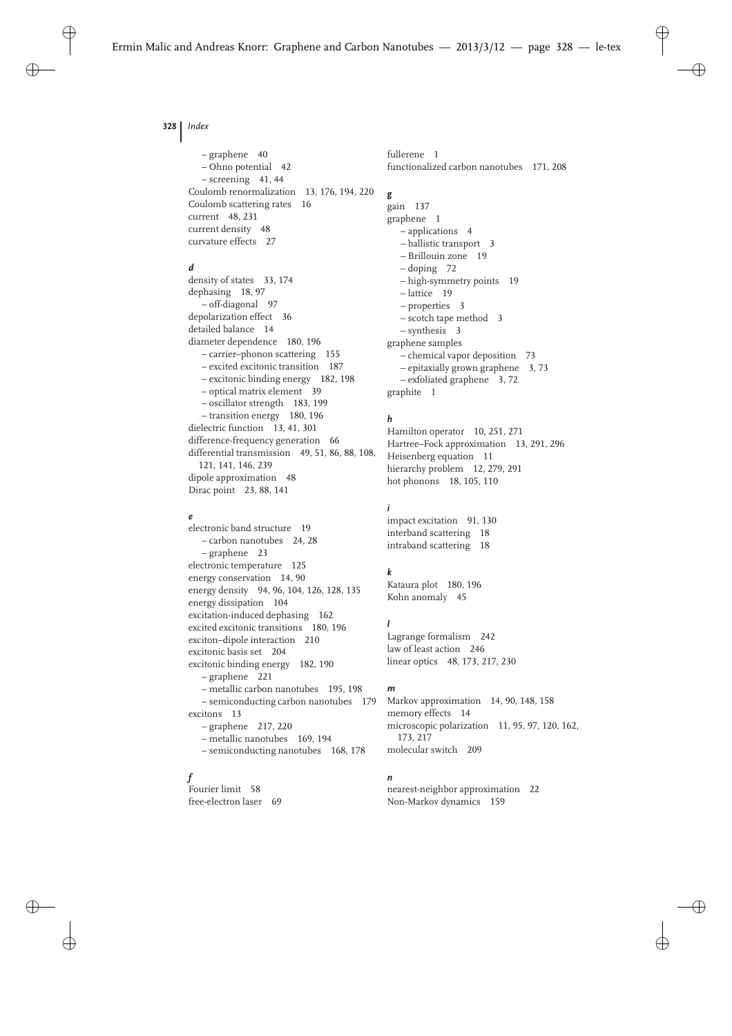– graphene 40
– Ohno potential 42
– screening 41, 44

Coulomb renormalization 13, 176, 194, 220
Coulomb scattering rates 16
current 48, 231
current density 48
curvature effects 27

***d***

density of states 33, 174
dephasing 18, 97
– off-diagonal 97
depolarization effect 36
detailed balance 14
diameter dependence 180, 196
– carrier–phonon scattering 155
– excited excitonic transition 187
– excitonic binding energy 182, 198
– optical matrix element 39
– oscillator strength 183, 199
– transition energy 180, 196
dielectric function 13, 41, 301
difference-frequency generation 66
differential transmission 49, 51, 86, 88, 108, 121, 141, 146, 239
dipole approximation 48
Dirac point 23, 88, 141

***e***

electronic band structure 19
– carbon nanotubes 24, 28
– graphene 23
electronic temperature 125
energy conservation 14, 90
energy density 94, 96, 104, 126, 128, 135
energy dissipation 104
excitation-induced dephasing 162
excited excitonic transitions 180, 196
exciton–dipole interaction 210
excitonic basis set 204
excitonic binding energy 182, 190
– graphene 221
– metallic carbon nanotubes 195, 198
– semiconducting carbon nanotubes 179
excitons 13
– graphene 217, 220
– metallic nanotubes 169, 194
– semiconducting nanotubes 168, 178

***f***

Fourier limit 58
free-electron laser 69
fullerene 1
functionalized carbon nanotubes 171, 208

***g***

gain 137
graphene 1
– applications 4
– ballistic transport 3
– Brillouin zone 19
– doping 72
– high-symmetry points 19
– lattice 19
– properties 3
– scotch tape method 3
– synthesis 3
graphene samples
– chemical vapor deposition 73
– epitaxially grown graphene 3, 73
– exfoliated graphene 3, 72
graphite 1

***h***

Hamilton operator 10, 251, 271
Hartree–Fock approximation 13, 291, 296
Heisenberg equation 11
hierarchy problem 12, 279, 291
hot phonons 18, 105, 110

***i***

impact excitation 91, 130
interband scattering 18
intraband scattering 18

***k***

Kataura plot 180, 196
Kohn anomaly 45

***l***

Lagrange formalism 242
law of least action 246
linear optics 48, 173, 217, 230

***m***

Markov approximation 14, 90, 148, 158
memory effects 14
microscopic polarization 11, 95, 97, 120, 162, 173, 217
molecular switch 209

***n***

nearest-neighbor approximation 22
Non-Markov dynamics 159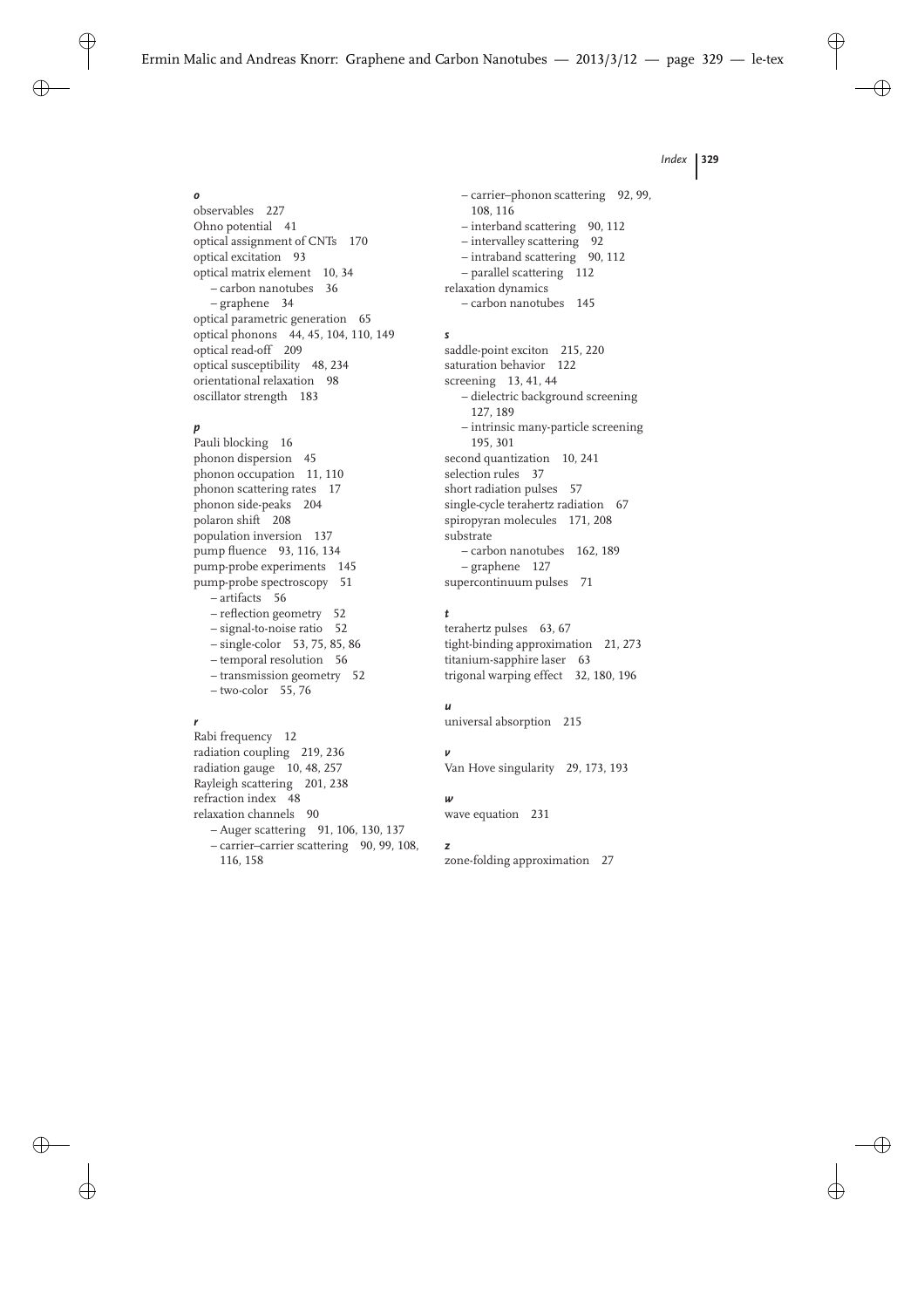*o*

observables 227
Ohno potential 41
optical assignment of CNTs 170
optical excitation 93
optical matrix element 10, 34
– carbon nanotubes 36
– graphene 34
optical parametric generation 65
optical phonons 44, 45, 104, 110, 149
optical read-off 209
optical susceptibility 48, 234
orientational relaxation 98
oscillator strength 183

*p*

Pauli blocking 16
phonon dispersion 45
phonon occupation 11, 110
phonon scattering rates 17
phonon side-peaks 204
polaron shift 208
population inversion 137
pump fluence 93, 116, 134
pump-probe experiments 145
pump-probe spectroscopy 51
– artifacts 56
– reflection geometry 52
– signal-to-noise ratio 52
– single-color 53, 75, 85, 86
– temporal resolution 56
– transmission geometry 52
– two-color 55, 76

*r*

Rabi frequency 12
radiation coupling 219, 236
radiation gauge 10, 48, 257
Rayleigh scattering 201, 238
refraction index 48
relaxation channels 90
– Auger scattering 91, 106, 130, 137
– carrier–carrier scattering 90, 99, 108, 116, 158
– carrier–phonon scattering 92, 99, 108, 116
– interband scattering 90, 112
– intervalley scattering 92
– intraband scattering 90, 112
– parallel scattering 112
relaxation dynamics
– carbon nanotubes 145

*s*

saddle-point exciton 215, 220
saturation behavior 122
screening 13, 41, 44
– dielectric background screening 127, 189
– intrinsic many-particle screening 195, 301
second quantization 10, 241
selection rules 37
short radiation pulses 57
single-cycle terahertz radiation 67
spiropyran molecules 171, 208
substrate
– carbon nanotubes 162, 189
– graphene 127
supercontinuum pulses 71

*t*

terahertz pulses 63, 67
tight-binding approximation 21, 273
titanium-sapphire laser 63
trigonal warping effect 32, 180, 196

*u*

universal absorption 215

*v*

Van Hove singularity 29, 173, 193

*w*

wave equation 231

*z*

zone-folding approximation 27